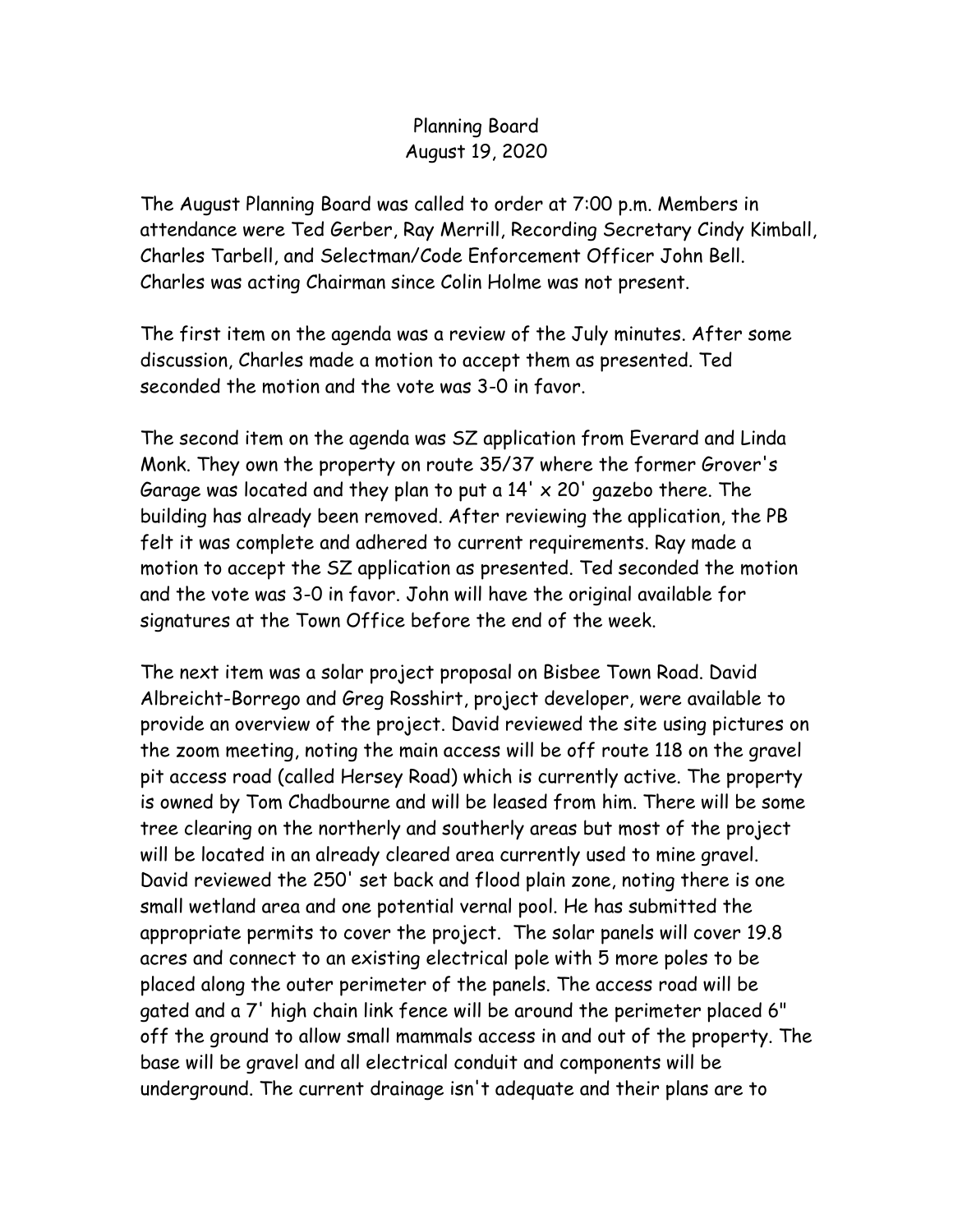# Planning Board
## August 19, 2020

The August Planning Board was called to order at 7:00 p.m. Members in attendance were Ted Gerber, Ray Merrill, Recording Secretary Cindy Kimball, Charles Tarbell, and Selectman/Code Enforcement Officer John Bell. Charles was acting Chairman since Colin Holme was not present.

The first item on the agenda was a review of the July minutes. After some discussion, Charles made a motion to accept them as presented. Ted seconded the motion and the vote was 3-0 in favor.

The second item on the agenda was SZ application from Everard and Linda Monk. They own the property on route 35/37 where the former Grover's Garage was located and they plan to put a 14' x 20' gazebo there. The building has already been removed. After reviewing the application, the PB felt it was complete and adhered to current requirements. Ray made a motion to accept the SZ application as presented. Ted seconded the motion and the vote was 3-0 in favor. John will have the original available for signatures at the Town Office before the end of the week.

The next item was a solar project proposal on Bisbee Town Road. David Albreicht-Borrego and Greg Rosshirt, project developer, were available to provide an overview of the project. David reviewed the site using pictures on the zoom meeting, noting the main access will be off route 118 on the gravel pit access road (called Hersey Road) which is currently active. The property is owned by Tom Chadbourne and will be leased from him. There will be some tree clearing on the northerly and southerly areas but most of the project will be located in an already cleared area currently used to mine gravel. David reviewed the 250' set back and flood plain zone, noting there is one small wetland area and one potential vernal pool. He has submitted the appropriate permits to cover the project. The solar panels will cover 19.8 acres and connect to an existing electrical pole with 5 more poles to be placed along the outer perimeter of the panels. The access road will be gated and a 7' high chain link fence will be around the perimeter placed 6" off the ground to allow small mammals access in and out of the property. The base will be gravel and all electrical conduit and components will be underground. The current drainage isn't adequate and their plans are to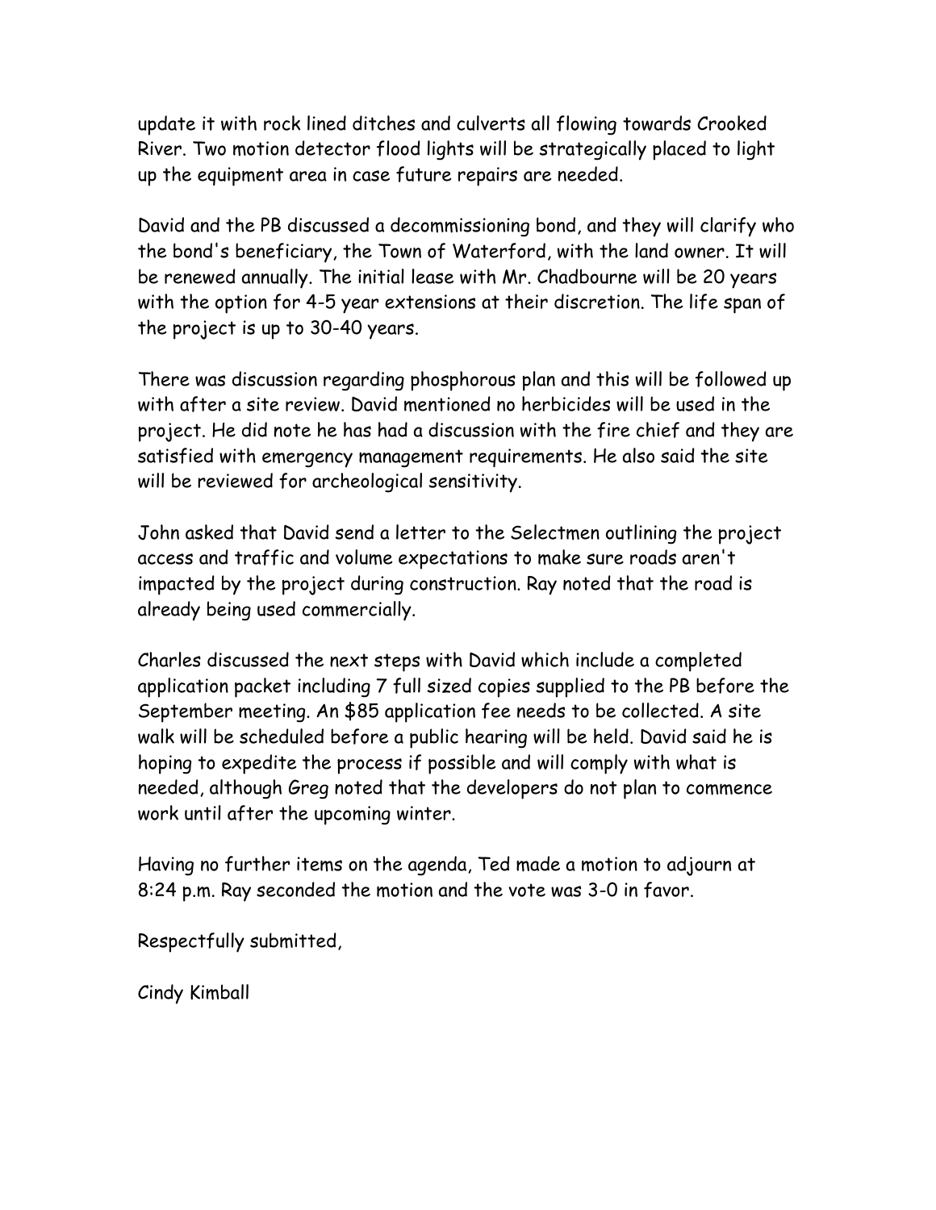update it with rock lined ditches and culverts all flowing towards Crooked River. Two motion detector flood lights will be strategically placed to light up the equipment area in case future repairs are needed.

David and the PB discussed a decommissioning bond, and they will clarify who the bond's beneficiary, the Town of Waterford, with the land owner. It will be renewed annually. The initial lease with Mr. Chadbourne will be 20 years with the option for 4-5 year extensions at their discretion. The life span of the project is up to 30-40 years.

There was discussion regarding phosphorous plan and this will be followed up with after a site review. David mentioned no herbicides will be used in the project. He did note he has had a discussion with the fire chief and they are satisfied with emergency management requirements. He also said the site will be reviewed for archeological sensitivity.

John asked that David send a letter to the Selectmen outlining the project access and traffic and volume expectations to make sure roads aren't impacted by the project during construction. Ray noted that the road is already being used commercially.

Charles discussed the next steps with David which include a completed application packet including 7 full sized copies supplied to the PB before the September meeting. An $85 application fee needs to be collected. A site walk will be scheduled before a public hearing will be held. David said he is hoping to expedite the process if possible and will comply with what is needed, although Greg noted that the developers do not plan to commence work until after the upcoming winter.

Having no further items on the agenda, Ted made a motion to adjourn at 8:24 p.m. Ray seconded the motion and the vote was 3-0 in favor.

Respectfully submitted,

Cindy Kimball